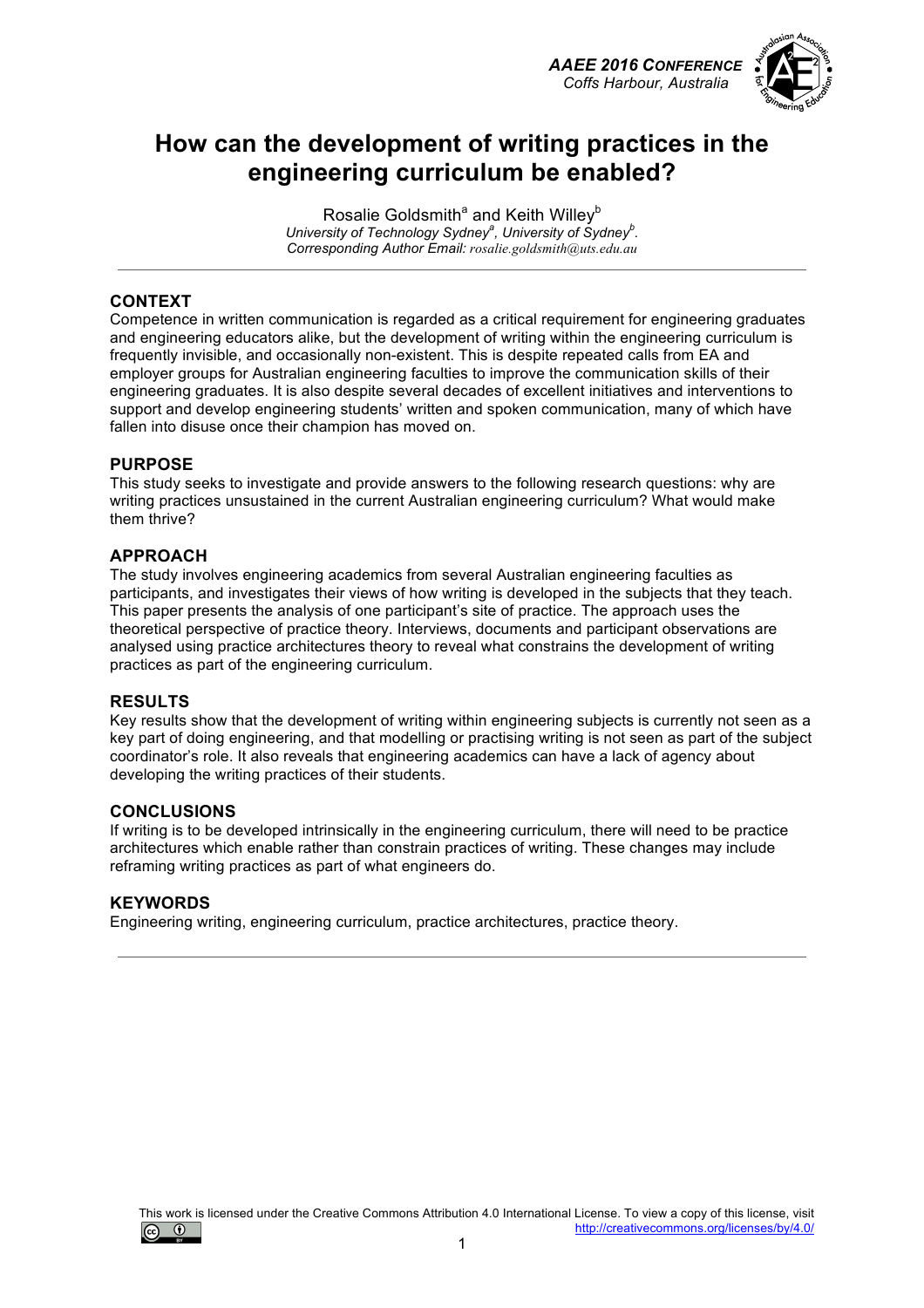# How can the development of writing practices in the engineering curriculum be enabled?

Rosalie Goldsmith[a] and Keith Willey[b]
*University of Technology Sydney[a], University of Sydney[b].*
*Corresponding Author Email: rosalie.goldsmith@uts.edu.au*

## CONTEXT

Competence in written communication is regarded as a critical requirement for engineering graduates and engineering educators alike, but the development of writing within the engineering curriculum is frequently invisible, and occasionally non-existent. This is despite repeated calls from EA and employer groups for Australian engineering faculties to improve the communication skills of their engineering graduates. It is also despite several decades of excellent initiatives and interventions to support and develop engineering students' written and spoken communication, many of which have fallen into disuse once their champion has moved on.

## PURPOSE

This study seeks to investigate and provide answers to the following research questions: why are writing practices unsustained in the current Australian engineering curriculum? What would make them thrive?

## APPROACH

The study involves engineering academics from several Australian engineering faculties as participants, and investigates their views of how writing is developed in the subjects that they teach. This paper presents the analysis of one participant's site of practice. The approach uses the theoretical perspective of practice theory. Interviews, documents and participant observations are analysed using practice architectures theory to reveal what constrains the development of writing practices as part of the engineering curriculum.

## RESULTS

Key results show that the development of writing within engineering subjects is currently not seen as a key part of doing engineering, and that modelling or practising writing is not seen as part of the subject coordinator's role. It also reveals that engineering academics can have a lack of agency about developing the writing practices of their students.

## CONCLUSIONS

If writing is to be developed intrinsically in the engineering curriculum, there will need to be practice architectures which enable rather than constrain practices of writing. These changes may include reframing writing practices as part of what engineers do.

## KEYWORDS

Engineering writing, engineering curriculum, practice architectures, practice theory.

This work is licensed under the Creative Commons Attribution 4.0 International License. To view a copy of this license, visit http://creativecommons.org/licenses/by/4.0/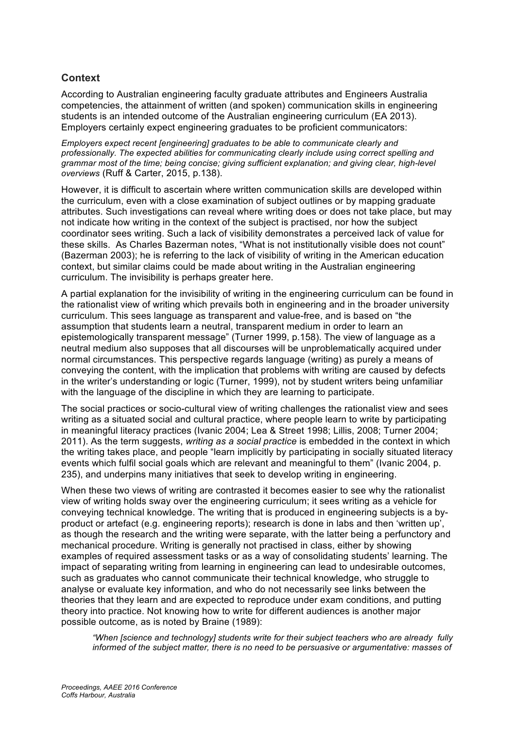## Context

According to Australian engineering faculty graduate attributes and Engineers Australia competencies, the attainment of written (and spoken) communication skills in engineering students is an intended outcome of the Australian engineering curriculum (EA 2013). Employers certainly expect engineering graduates to be proficient communicators:

*Employers expect recent [engineering] graduates to be able to communicate clearly and professionally. The expected abilities for communicating clearly include using correct spelling and grammar most of the time; being concise; giving sufficient explanation; and giving clear, high-level overviews* (Ruff & Carter, 2015, p.138).

However, it is difficult to ascertain where written communication skills are developed within the curriculum, even with a close examination of subject outlines or by mapping graduate attributes. Such investigations can reveal where writing does or does not take place, but may not indicate how writing in the context of the subject is practised, nor how the subject coordinator sees writing. Such a lack of visibility demonstrates a perceived lack of value for these skills. As Charles Bazerman notes, "What is not institutionally visible does not count" (Bazerman 2003); he is referring to the lack of visibility of writing in the American education context, but similar claims could be made about writing in the Australian engineering curriculum. The invisibility is perhaps greater here.

A partial explanation for the invisibility of writing in the engineering curriculum can be found in the rationalist view of writing which prevails both in engineering and in the broader university curriculum. This sees language as transparent and value-free, and is based on "the assumption that students learn a neutral, transparent medium in order to learn an epistemologically transparent message" (Turner 1999, p.158). The view of language as a neutral medium also supposes that all discourses will be unproblematically acquired under normal circumstances. This perspective regards language (writing) as purely a means of conveying the content, with the implication that problems with writing are caused by defects in the writer's understanding or logic (Turner, 1999), not by student writers being unfamiliar with the language of the discipline in which they are learning to participate.

The social practices or socio-cultural view of writing challenges the rationalist view and sees writing as a situated social and cultural practice, where people learn to write by participating in meaningful literacy practices (Ivanic 2004; Lea & Street 1998; Lillis, 2008; Turner 2004; 2011). As the term suggests, *writing as a social practice* is embedded in the context in which the writing takes place, and people "learn implicitly by participating in socially situated literacy events which fulfil social goals which are relevant and meaningful to them" (Ivanic 2004, p. 235), and underpins many initiatives that seek to develop writing in engineering.

When these two views of writing are contrasted it becomes easier to see why the rationalist view of writing holds sway over the engineering curriculum; it sees writing as a vehicle for conveying technical knowledge. The writing that is produced in engineering subjects is a by-product or artefact (e.g. engineering reports); research is done in labs and then 'written up', as though the research and the writing were separate, with the latter being a perfunctory and mechanical procedure. Writing is generally not practised in class, either by showing examples of required assessment tasks or as a way of consolidating students' learning. The impact of separating writing from learning in engineering can lead to undesirable outcomes, such as graduates who cannot communicate their technical knowledge, who struggle to analyse or evaluate key information, and who do not necessarily see links between the theories that they learn and are expected to reproduce under exam conditions, and putting theory into practice. Not knowing how to write for different audiences is another major possible outcome, as is noted by Braine (1989):

> *"When [science and technology] students write for their subject teachers who are already fully informed of the subject matter, there is no need to be persuasive or argumentative: masses of*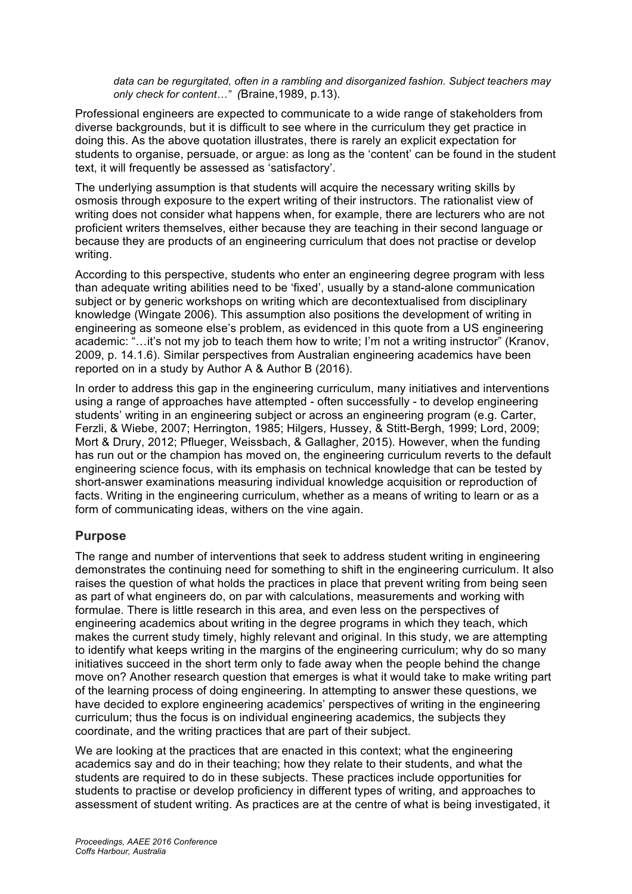*data can be regurgitated, often in a rambling and disorganized fashion. Subject teachers may only check for content…" (*Braine,1989, p.13).

Professional engineers are expected to communicate to a wide range of stakeholders from diverse backgrounds, but it is difficult to see where in the curriculum they get practice in doing this. As the above quotation illustrates, there is rarely an explicit expectation for students to organise, persuade, or argue: as long as the 'content' can be found in the student text, it will frequently be assessed as 'satisfactory'.

The underlying assumption is that students will acquire the necessary writing skills by osmosis through exposure to the expert writing of their instructors. The rationalist view of writing does not consider what happens when, for example, there are lecturers who are not proficient writers themselves, either because they are teaching in their second language or because they are products of an engineering curriculum that does not practise or develop writing.

According to this perspective, students who enter an engineering degree program with less than adequate writing abilities need to be 'fixed', usually by a stand-alone communication subject or by generic workshops on writing which are decontextualised from disciplinary knowledge (Wingate 2006). This assumption also positions the development of writing in engineering as someone else's problem, as evidenced in this quote from a US engineering academic: "…it's not my job to teach them how to write; I'm not a writing instructor" (Kranov, 2009, p. 14.1.6). Similar perspectives from Australian engineering academics have been reported on in a study by Author A & Author B (2016).

In order to address this gap in the engineering curriculum, many initiatives and interventions using a range of approaches have attempted - often successfully - to develop engineering students' writing in an engineering subject or across an engineering program (e.g. Carter, Ferzli, & Wiebe, 2007; Herrington, 1985; Hilgers, Hussey, & Stitt-Bergh, 1999; Lord, 2009; Mort & Drury, 2012; Pflueger, Weissbach, & Gallagher, 2015). However, when the funding has run out or the champion has moved on, the engineering curriculum reverts to the default engineering science focus, with its emphasis on technical knowledge that can be tested by short-answer examinations measuring individual knowledge acquisition or reproduction of facts. Writing in the engineering curriculum, whether as a means of writing to learn or as a form of communicating ideas, withers on the vine again.

## Purpose

The range and number of interventions that seek to address student writing in engineering demonstrates the continuing need for something to shift in the engineering curriculum. It also raises the question of what holds the practices in place that prevent writing from being seen as part of what engineers do, on par with calculations, measurements and working with formulae. There is little research in this area, and even less on the perspectives of engineering academics about writing in the degree programs in which they teach, which makes the current study timely, highly relevant and original. In this study, we are attempting to identify what keeps writing in the margins of the engineering curriculum; why do so many initiatives succeed in the short term only to fade away when the people behind the change move on? Another research question that emerges is what it would take to make writing part of the learning process of doing engineering. In attempting to answer these questions, we have decided to explore engineering academics' perspectives of writing in the engineering curriculum; thus the focus is on individual engineering academics, the subjects they coordinate, and the writing practices that are part of their subject.

We are looking at the practices that are enacted in this context; what the engineering academics say and do in their teaching; how they relate to their students, and what the students are required to do in these subjects. These practices include opportunities for students to practise or develop proficiency in different types of writing, and approaches to assessment of student writing. As practices are at the centre of what is being investigated, it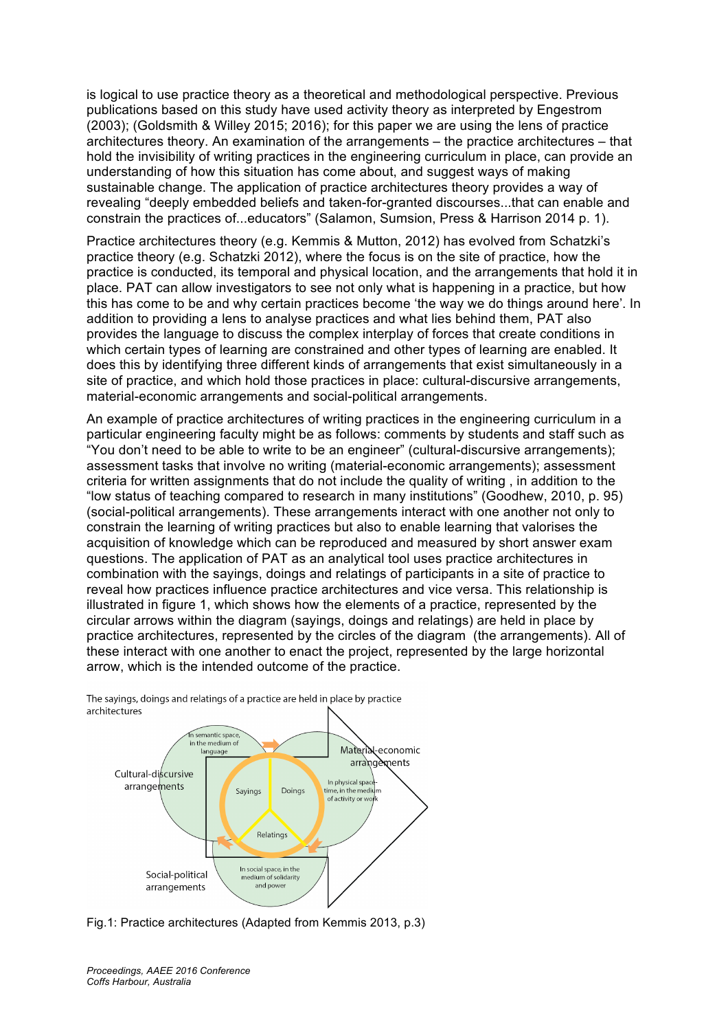is logical to use practice theory as a theoretical and methodological perspective. Previous publications based on this study have used activity theory as interpreted by Engestrom (2003); (Goldsmith & Willey 2015; 2016); for this paper we are using the lens of practice architectures theory. An examination of the arrangements – the practice architectures – that hold the invisibility of writing practices in the engineering curriculum in place, can provide an understanding of how this situation has come about, and suggest ways of making sustainable change. The application of practice architectures theory provides a way of revealing "deeply embedded beliefs and taken-for-granted discourses...that can enable and constrain the practices of...educators" (Salamon, Sumsion, Press & Harrison 2014 p. 1).

Practice architectures theory (e.g. Kemmis & Mutton, 2012) has evolved from Schatzki's practice theory (e.g. Schatzki 2012), where the focus is on the site of practice, how the practice is conducted, its temporal and physical location, and the arrangements that hold it in place. PAT can allow investigators to see not only what is happening in a practice, but how this has come to be and why certain practices become 'the way we do things around here'. In addition to providing a lens to analyse practices and what lies behind them, PAT also provides the language to discuss the complex interplay of forces that create conditions in which certain types of learning are constrained and other types of learning are enabled. It does this by identifying three different kinds of arrangements that exist simultaneously in a site of practice, and which hold those practices in place: cultural-discursive arrangements, material-economic arrangements and social-political arrangements.

An example of practice architectures of writing practices in the engineering curriculum in a particular engineering faculty might be as follows: comments by students and staff such as "You don't need to be able to write to be an engineer" (cultural-discursive arrangements); assessment tasks that involve no writing (material-economic arrangements); assessment criteria for written assignments that do not include the quality of writing , in addition to the "low status of teaching compared to research in many institutions" (Goodhew, 2010, p. 95) (social-political arrangements). These arrangements interact with one another not only to constrain the learning of writing practices but also to enable learning that valorises the acquisition of knowledge which can be reproduced and measured by short answer exam questions. The application of PAT as an analytical tool uses practice architectures in combination with the sayings, doings and relatings of participants in a site of practice to reveal how practices influence practice architectures and vice versa. This relationship is illustrated in figure 1, which shows how the elements of a practice, represented by the circular arrows within the diagram (sayings, doings and relatings) are held in place by practice architectures, represented by the circles of the diagram (the arrangements). All of these interact with one another to enact the project, represented by the large horizontal arrow, which is the intended outcome of the practice.

The sayings, doings and relatings of a practice are held in place by practice architectures

Fig.1: Practice architectures (Adapted from Kemmis 2013, p.3)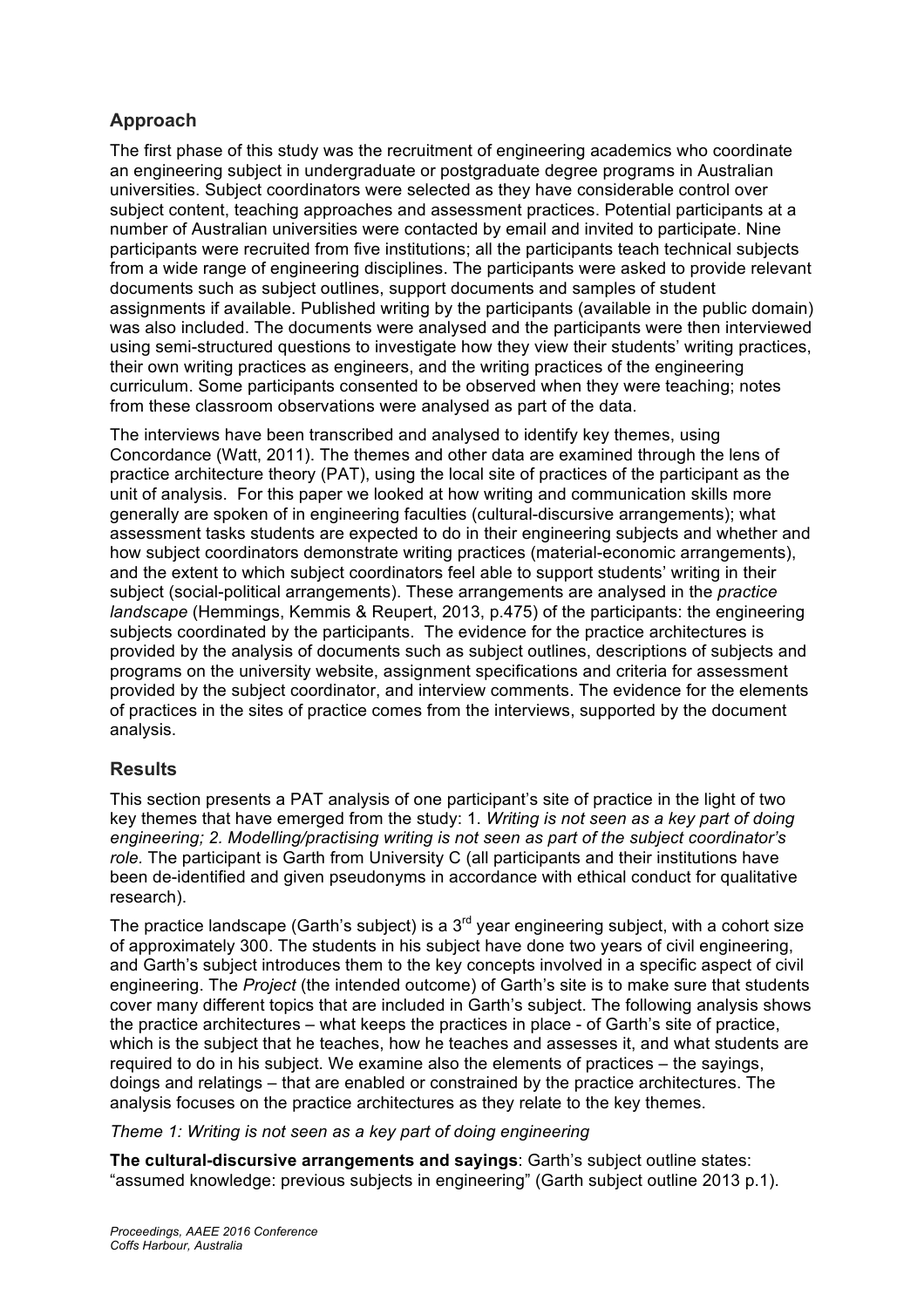## Approach

The first phase of this study was the recruitment of engineering academics who coordinate an engineering subject in undergraduate or postgraduate degree programs in Australian universities. Subject coordinators were selected as they have considerable control over subject content, teaching approaches and assessment practices. Potential participants at a number of Australian universities were contacted by email and invited to participate. Nine participants were recruited from five institutions; all the participants teach technical subjects from a wide range of engineering disciplines. The participants were asked to provide relevant documents such as subject outlines, support documents and samples of student assignments if available. Published writing by the participants (available in the public domain) was also included. The documents were analysed and the participants were then interviewed using semi-structured questions to investigate how they view their students' writing practices, their own writing practices as engineers, and the writing practices of the engineering curriculum. Some participants consented to be observed when they were teaching; notes from these classroom observations were analysed as part of the data.

The interviews have been transcribed and analysed to identify key themes, using Concordance (Watt, 2011). The themes and other data are examined through the lens of practice architecture theory (PAT), using the local site of practices of the participant as the unit of analysis. For this paper we looked at how writing and communication skills more generally are spoken of in engineering faculties (cultural-discursive arrangements); what assessment tasks students are expected to do in their engineering subjects and whether and how subject coordinators demonstrate writing practices (material-economic arrangements), and the extent to which subject coordinators feel able to support students' writing in their subject (social-political arrangements). These arrangements are analysed in the *practice landscape* (Hemmings, Kemmis & Reupert, 2013, p.475) of the participants: the engineering subjects coordinated by the participants. The evidence for the practice architectures is provided by the analysis of documents such as subject outlines, descriptions of subjects and programs on the university website, assignment specifications and criteria for assessment provided by the subject coordinator, and interview comments. The evidence for the elements of practices in the sites of practice comes from the interviews, supported by the document analysis.

## Results

This section presents a PAT analysis of one participant's site of practice in the light of two key themes that have emerged from the study: 1. *Writing is not seen as a key part of doing engineering; 2. Modelling/practising writing is not seen as part of the subject coordinator's role*. The participant is Garth from University C (all participants and their institutions have been de-identified and given pseudonyms in accordance with ethical conduct for qualitative research).

The practice landscape (Garth's subject) is a 3rd year engineering subject, with a cohort size of approximately 300. The students in his subject have done two years of civil engineering, and Garth's subject introduces them to the key concepts involved in a specific aspect of civil engineering. The *Project* (the intended outcome) of Garth's site is to make sure that students cover many different topics that are included in Garth's subject. The following analysis shows the practice architectures – what keeps the practices in place - of Garth's site of practice, which is the subject that he teaches, how he teaches and assesses it, and what students are required to do in his subject. We examine also the elements of practices – the sayings, doings and relatings – that are enabled or constrained by the practice architectures. The analysis focuses on the practice architectures as they relate to the key themes.

*Theme 1: Writing is not seen as a key part of doing engineering*

**The cultural-discursive arrangements and sayings**: Garth's subject outline states: "assumed knowledge: previous subjects in engineering" (Garth subject outline 2013 p.1).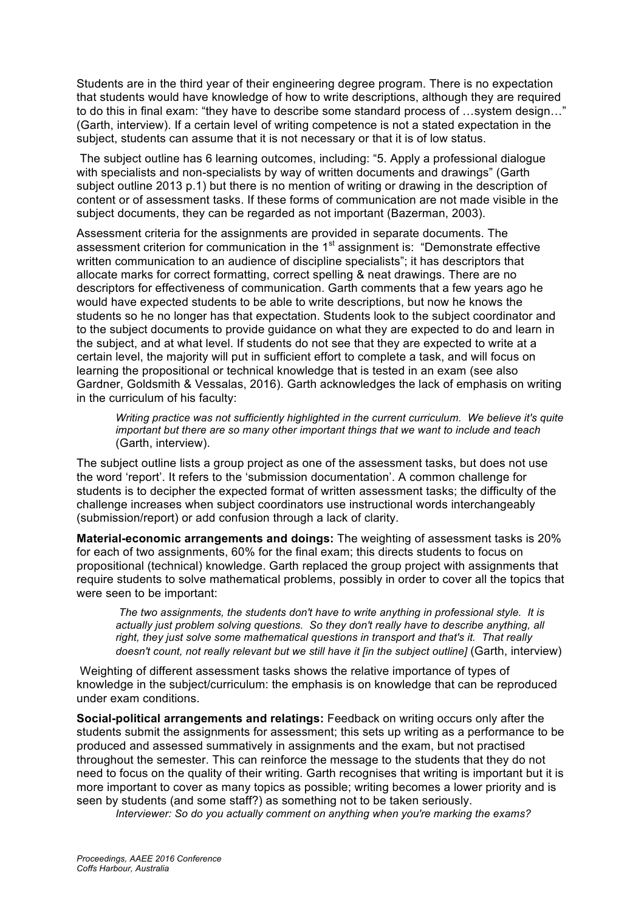Students are in the third year of their engineering degree program. There is no expectation that students would have knowledge of how to write descriptions, although they are required to do this in final exam: "they have to describe some standard process of …system design…" (Garth, interview). If a certain level of writing competence is not a stated expectation in the subject, students can assume that it is not necessary or that it is of low status.

The subject outline has 6 learning outcomes, including: "5. Apply a professional dialogue with specialists and non-specialists by way of written documents and drawings" (Garth subject outline 2013 p.1) but there is no mention of writing or drawing in the description of content or of assessment tasks. If these forms of communication are not made visible in the subject documents, they can be regarded as not important (Bazerman, 2003).

Assessment criteria for the assignments are provided in separate documents. The assessment criterion for communication in the 1st assignment is: "Demonstrate effective written communication to an audience of discipline specialists"; it has descriptors that allocate marks for correct formatting, correct spelling & neat drawings. There are no descriptors for effectiveness of communication. Garth comments that a few years ago he would have expected students to be able to write descriptions, but now he knows the students so he no longer has that expectation. Students look to the subject coordinator and to the subject documents to provide guidance on what they are expected to do and learn in the subject, and at what level. If students do not see that they are expected to write at a certain level, the majority will put in sufficient effort to complete a task, and will focus on learning the propositional or technical knowledge that is tested in an exam (see also Gardner, Goldsmith & Vessalas, 2016). Garth acknowledges the lack of emphasis on writing in the curriculum of his faculty:

> *Writing practice was not sufficiently highlighted in the current curriculum. We believe it's quite important but there are so many other important things that we want to include and teach* (Garth, interview).

The subject outline lists a group project as one of the assessment tasks, but does not use the word 'report'. It refers to the 'submission documentation'. A common challenge for students is to decipher the expected format of written assessment tasks; the difficulty of the challenge increases when subject coordinators use instructional words interchangeably (submission/report) or add confusion through a lack of clarity.

**Material-economic arrangements and doings:** The weighting of assessment tasks is 20% for each of two assignments, 60% for the final exam; this directs students to focus on propositional (technical) knowledge. Garth replaced the group project with assignments that require students to solve mathematical problems, possibly in order to cover all the topics that were seen to be important:

> *The two assignments, the students don't have to write anything in professional style. It is actually just problem solving questions. So they don't really have to describe anything, all right, they just solve some mathematical questions in transport and that's it. That really doesn't count, not really relevant but we still have it [in the subject outline]* (Garth, interview)

Weighting of different assessment tasks shows the relative importance of types of knowledge in the subject/curriculum: the emphasis is on knowledge that can be reproduced under exam conditions.

**Social-political arrangements and relatings:** Feedback on writing occurs only after the students submit the assignments for assessment; this sets up writing as a performance to be produced and assessed summatively in assignments and the exam, but not practised throughout the semester. This can reinforce the message to the students that they do not need to focus on the quality of their writing. Garth recognises that writing is important but it is more important to cover as many topics as possible; writing becomes a lower priority and is seen by students (and some staff?) as something not to be taken seriously.

> *Interviewer: So do you actually comment on anything when you're marking the exams?*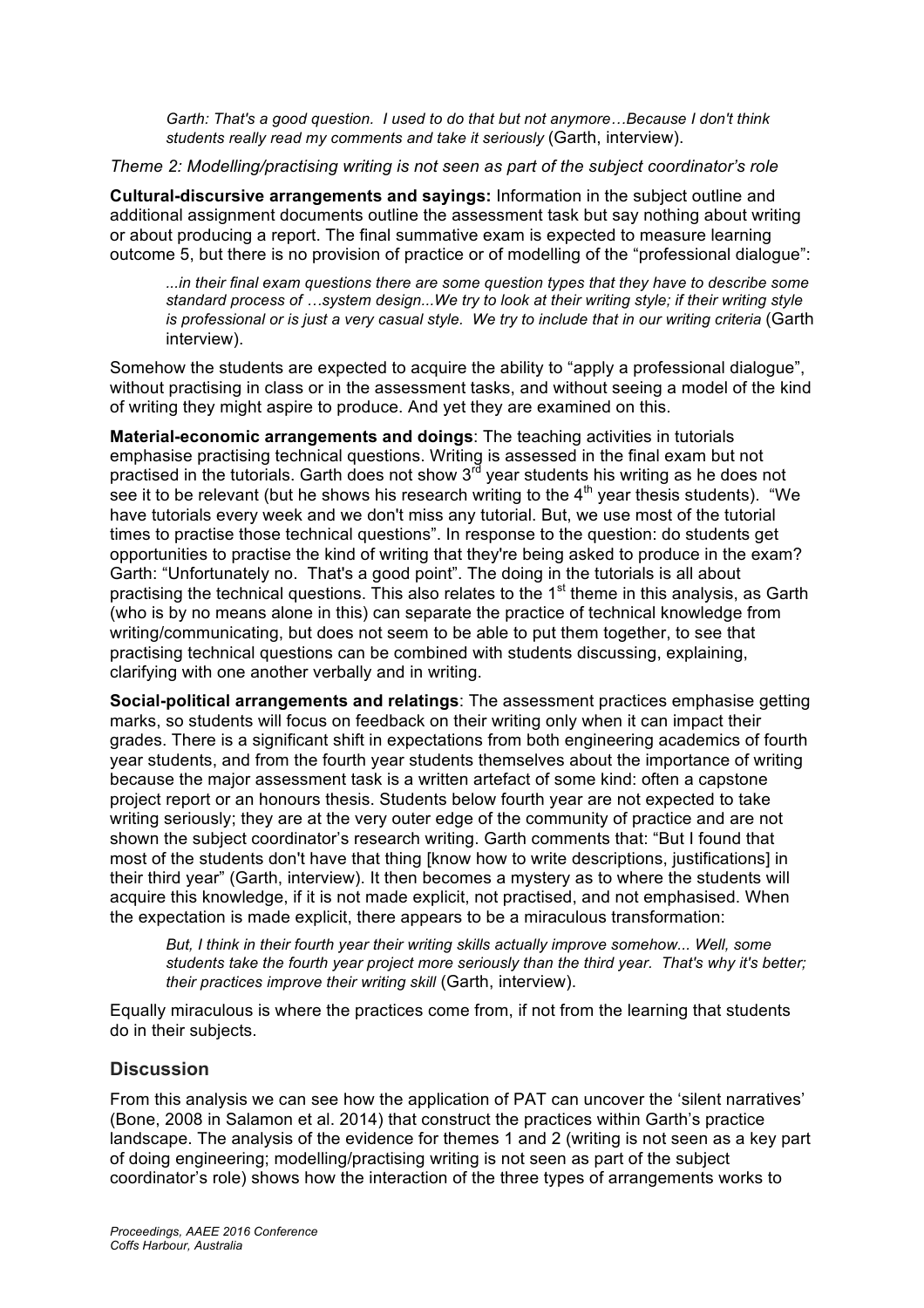> *Garth: That's a good question. I used to do that but not anymore…Because I don't think students really read my comments and take it seriously* (Garth, interview).

*Theme 2: Modelling/practising writing is not seen as part of the subject coordinator's role*

**Cultural-discursive arrangements and sayings:** Information in the subject outline and additional assignment documents outline the assessment task but say nothing about writing or about producing a report. The final summative exam is expected to measure learning outcome 5, but there is no provision of practice or of modelling of the "professional dialogue":

> *...in their final exam questions there are some question types that they have to describe some standard process of …system design...We try to look at their writing style; if their writing style is professional or is just a very casual style. We try to include that in our writing criteria* (Garth interview).

Somehow the students are expected to acquire the ability to "apply a professional dialogue", without practising in class or in the assessment tasks, and without seeing a model of the kind of writing they might aspire to produce. And yet they are examined on this.

**Material-economic arrangements and doings**: The teaching activities in tutorials emphasise practising technical questions. Writing is assessed in the final exam but not practised in the tutorials. Garth does not show 3rd year students his writing as he does not see it to be relevant (but he shows his research writing to the 4th year thesis students). "We have tutorials every week and we don't miss any tutorial. But, we use most of the tutorial times to practise those technical questions". In response to the question: do students get opportunities to practise the kind of writing that they're being asked to produce in the exam? Garth: "Unfortunately no. That's a good point". The doing in the tutorials is all about practising the technical questions. This also relates to the 1st theme in this analysis, as Garth (who is by no means alone in this) can separate the practice of technical knowledge from writing/communicating, but does not seem to be able to put them together, to see that practising technical questions can be combined with students discussing, explaining, clarifying with one another verbally and in writing.

**Social-political arrangements and relatings**: The assessment practices emphasise getting marks, so students will focus on feedback on their writing only when it can impact their grades. There is a significant shift in expectations from both engineering academics of fourth year students, and from the fourth year students themselves about the importance of writing because the major assessment task is a written artefact of some kind: often a capstone project report or an honours thesis. Students below fourth year are not expected to take writing seriously; they are at the very outer edge of the community of practice and are not shown the subject coordinator's research writing. Garth comments that: "But I found that most of the students don't have that thing [know how to write descriptions, justifications] in their third year" (Garth, interview). It then becomes a mystery as to where the students will acquire this knowledge, if it is not made explicit, not practised, and not emphasised. When the expectation is made explicit, there appears to be a miraculous transformation:

> *But, I think in their fourth year their writing skills actually improve somehow... Well, some students take the fourth year project more seriously than the third year. That's why it's better; their practices improve their writing skill* (Garth, interview).

Equally miraculous is where the practices come from, if not from the learning that students do in their subjects.

## Discussion

From this analysis we can see how the application of PAT can uncover the 'silent narratives' (Bone, 2008 in Salamon et al. 2014) that construct the practices within Garth's practice landscape. The analysis of the evidence for themes 1 and 2 (writing is not seen as a key part of doing engineering; modelling/practising writing is not seen as part of the subject coordinator's role) shows how the interaction of the three types of arrangements works to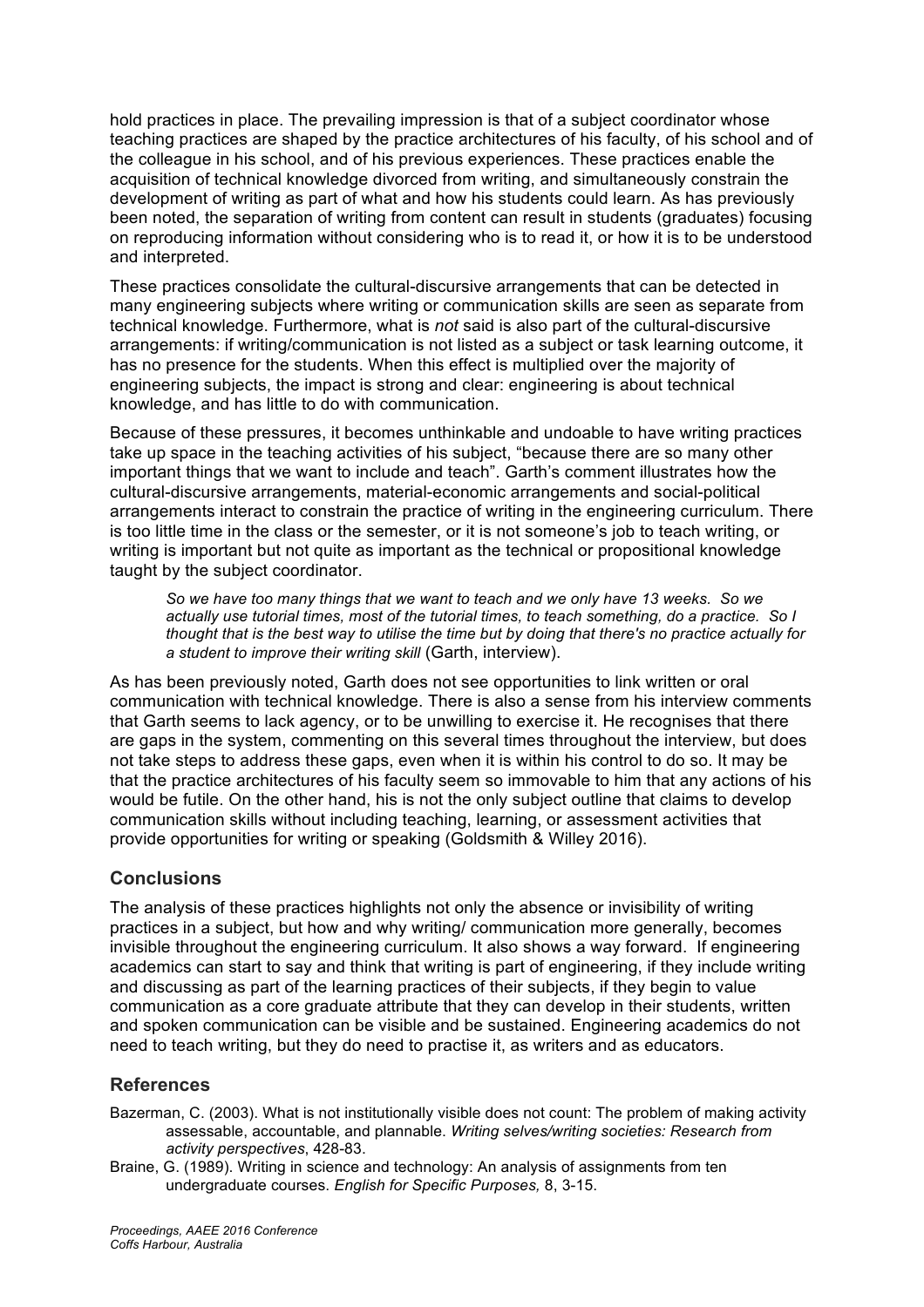hold practices in place. The prevailing impression is that of a subject coordinator whose teaching practices are shaped by the practice architectures of his faculty, of his school and of the colleague in his school, and of his previous experiences. These practices enable the acquisition of technical knowledge divorced from writing, and simultaneously constrain the development of writing as part of what and how his students could learn. As has previously been noted, the separation of writing from content can result in students (graduates) focusing on reproducing information without considering who is to read it, or how it is to be understood and interpreted.

These practices consolidate the cultural-discursive arrangements that can be detected in many engineering subjects where writing or communication skills are seen as separate from technical knowledge. Furthermore, what is *not* said is also part of the cultural-discursive arrangements: if writing/communication is not listed as a subject or task learning outcome, it has no presence for the students. When this effect is multiplied over the majority of engineering subjects, the impact is strong and clear: engineering is about technical knowledge, and has little to do with communication.

Because of these pressures, it becomes unthinkable and undoable to have writing practices take up space in the teaching activities of his subject, "because there are so many other important things that we want to include and teach". Garth's comment illustrates how the cultural-discursive arrangements, material-economic arrangements and social-political arrangements interact to constrain the practice of writing in the engineering curriculum. There is too little time in the class or the semester, or it is not someone's job to teach writing, or writing is important but not quite as important as the technical or propositional knowledge taught by the subject coordinator.

> *So we have too many things that we want to teach and we only have 13 weeks. So we actually use tutorial times, most of the tutorial times, to teach something, do a practice. So I thought that is the best way to utilise the time but by doing that there's no practice actually for a student to improve their writing skill* (Garth, interview).

As has been previously noted, Garth does not see opportunities to link written or oral communication with technical knowledge. There is also a sense from his interview comments that Garth seems to lack agency, or to be unwilling to exercise it. He recognises that there are gaps in the system, commenting on this several times throughout the interview, but does not take steps to address these gaps, even when it is within his control to do so. It may be that the practice architectures of his faculty seem so immovable to him that any actions of his would be futile. On the other hand, his is not the only subject outline that claims to develop communication skills without including teaching, learning, or assessment activities that provide opportunities for writing or speaking (Goldsmith & Willey 2016).

## Conclusions

The analysis of these practices highlights not only the absence or invisibility of writing practices in a subject, but how and why writing/ communication more generally, becomes invisible throughout the engineering curriculum. It also shows a way forward. If engineering academics can start to say and think that writing is part of engineering, if they include writing and discussing as part of the learning practices of their subjects, if they begin to value communication as a core graduate attribute that they can develop in their students, written and spoken communication can be visible and be sustained. Engineering academics do not need to teach writing, but they do need to practise it, as writers and as educators.

## References

Bazerman, C. (2003). What is not institutionally visible does not count: The problem of making activity assessable, accountable, and plannable. *Writing selves/writing societies: Research from activity perspectives*, 428-83.

Braine, G. (1989). Writing in science and technology: An analysis of assignments from ten undergraduate courses. *English for Specific Purposes,* 8, 3-15.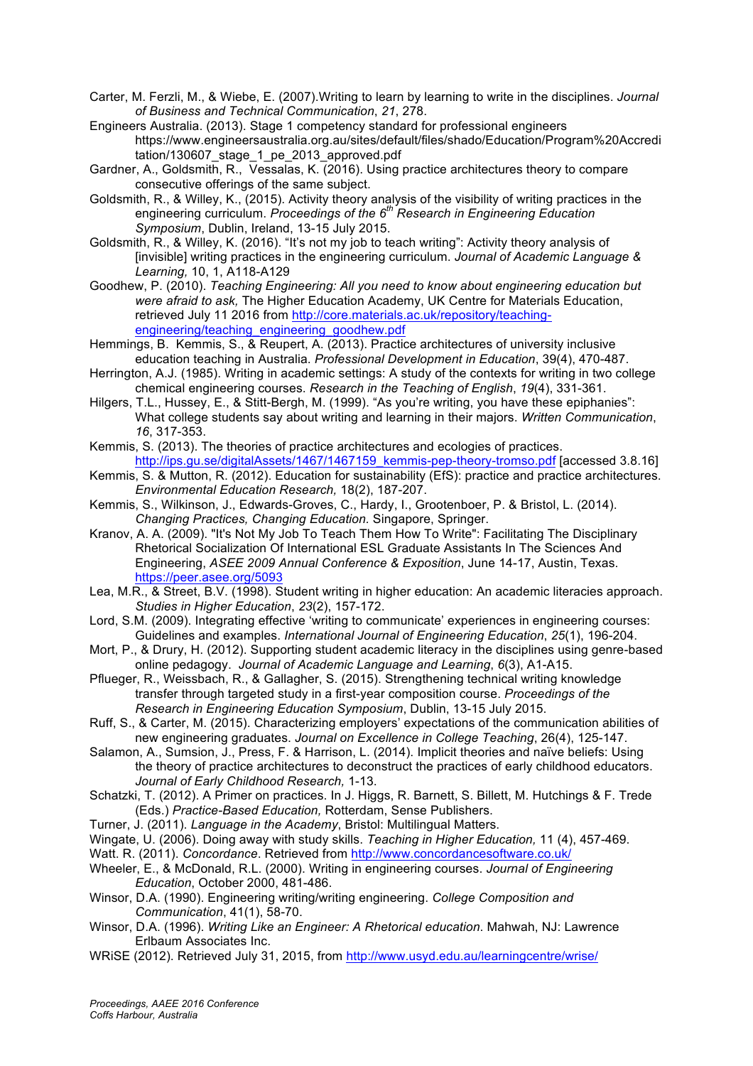Carter, M. Ferzli, M., & Wiebe, E. (2007).Writing to learn by learning to write in the disciplines. *Journal of Business and Technical Communication*, *21*, 278.

Engineers Australia. (2013). Stage 1 competency standard for professional engineers https://www.engineersaustralia.org.au/sites/default/files/shado/Education/Program%20Accreditation/130607_stage_1_pe_2013_approved.pdf

Gardner, A., Goldsmith, R., Vessalas, K. (2016). Using practice architectures theory to compare consecutive offerings of the same subject.

Goldsmith, R., & Willey, K., (2015). Activity theory analysis of the visibility of writing practices in the engineering curriculum. *Proceedings of the 6th Research in Engineering Education Symposium*, Dublin, Ireland, 13-15 July 2015.

Goldsmith, R., & Willey, K. (2016). "It's not my job to teach writing": Activity theory analysis of [invisible] writing practices in the engineering curriculum. *Journal of Academic Language & Learning,* 10, 1, A118-A129

Goodhew, P. (2010). *Teaching Engineering: All you need to know about engineering education but were afraid to ask,* The Higher Education Academy, UK Centre for Materials Education, retrieved July 11 2016 from http://core.materials.ac.uk/repository/teaching-engineering/teaching_engineering_goodhew.pdf

Hemmings, B. Kemmis, S., & Reupert, A. (2013). Practice architectures of university inclusive education teaching in Australia. *Professional Development in Education*, 39(4), 470-487.

Herrington, A.J. (1985). Writing in academic settings: A study of the contexts for writing in two college chemical engineering courses. *Research in the Teaching of English*, *19*(4), 331-361.

Hilgers, T.L., Hussey, E., & Stitt-Bergh, M. (1999). "As you're writing, you have these epiphanies": What college students say about writing and learning in their majors. *Written Communication*, *16*, 317-353.

Kemmis, S. (2013). The theories of practice architectures and ecologies of practices. http://ips.gu.se/digitalAssets/1467/1467159_kemmis-pep-theory-tromso.pdf [accessed 3.8.16]

Kemmis, S. & Mutton, R. (2012). Education for sustainability (EfS): practice and practice architectures. *Environmental Education Research,* 18(2), 187-207.

Kemmis, S., Wilkinson, J., Edwards-Groves, C., Hardy, I., Grootenboer, P. & Bristol, L. (2014). *Changing Practices, Changing Education.* Singapore, Springer.

Kranov, A. A. (2009). "It's Not My Job To Teach Them How To Write": Facilitating The Disciplinary Rhetorical Socialization Of International ESL Graduate Assistants In The Sciences And Engineering, *ASEE 2009 Annual Conference & Exposition*, June 14-17, Austin, Texas. https://peer.asee.org/5093

Lea, M.R., & Street, B.V. (1998). Student writing in higher education: An academic literacies approach. *Studies in Higher Education*, *23*(2), 157-172.

Lord, S.M. (2009). Integrating effective 'writing to communicate' experiences in engineering courses: Guidelines and examples. *International Journal of Engineering Education*, *25*(1), 196-204.

Mort, P., & Drury, H. (2012). Supporting student academic literacy in the disciplines using genre-based online pedagogy. *Journal of Academic Language and Learning*, *6*(3), A1-A15.

Pflueger, R., Weissbach, R., & Gallagher, S. (2015). Strengthening technical writing knowledge transfer through targeted study in a first-year composition course. *Proceedings of the Research in Engineering Education Symposium*, Dublin, 13-15 July 2015.

Ruff, S., & Carter, M. (2015). Characterizing employers' expectations of the communication abilities of new engineering graduates. *Journal on Excellence in College Teaching*, 26(4), 125-147.

Salamon, A., Sumsion, J., Press, F. & Harrison, L. (2014). Implicit theories and naïve beliefs: Using the theory of practice architectures to deconstruct the practices of early childhood educators. *Journal of Early Childhood Research,* 1-13.

Schatzki, T. (2012). A Primer on practices. In J. Higgs, R. Barnett, S. Billett, M. Hutchings & F. Trede (Eds.) *Practice-Based Education,* Rotterdam, Sense Publishers.

Turner, J. (2011). *Language in the Academy*, Bristol: Multilingual Matters.

Wingate, U. (2006). Doing away with study skills. *Teaching in Higher Education,* 11 (4), 457-469.

Watt. R. (2011). *Concordance*. Retrieved from http://www.concordancesoftware.co.uk/

Wheeler, E., & McDonald, R.L. (2000). Writing in engineering courses. *Journal of Engineering Education*, October 2000, 481-486.

Winsor, D.A. (1990). Engineering writing/writing engineering. *College Composition and Communication*, 41(1), 58-70.

Winsor, D.A. (1996). *Writing Like an Engineer: A Rhetorical education*. Mahwah, NJ: Lawrence Erlbaum Associates Inc.

WRiSE (2012). Retrieved July 31, 2015, from http://www.usyd.edu.au/learningcentre/wrise/